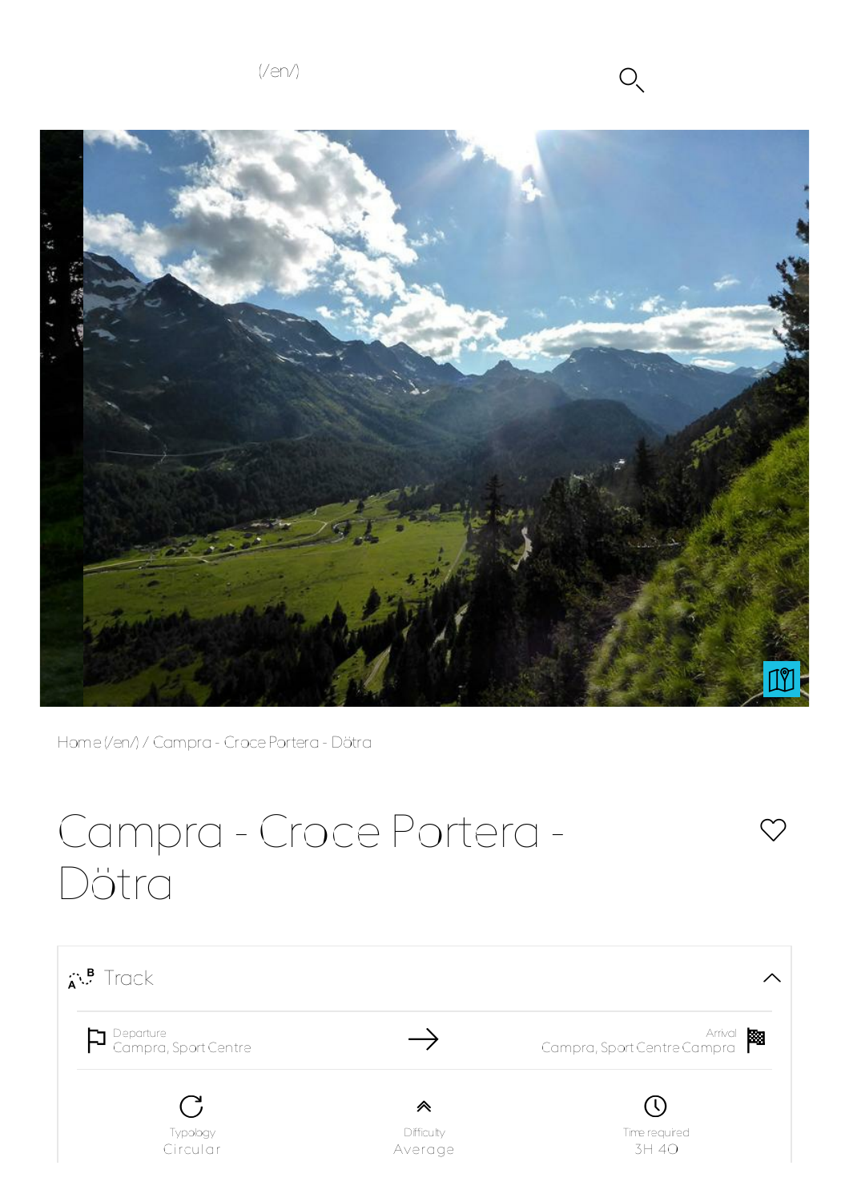(/en/)

Home (/en/) / Campra - Croce Portera - Dötra

# Campra - Croce Portera - Dötra

## Track

Departure
Campra, Sport Centre

Arrival
Campra, Sport Centre Campra

Typology
Circular

Difficulty
Average

Time required
3H 40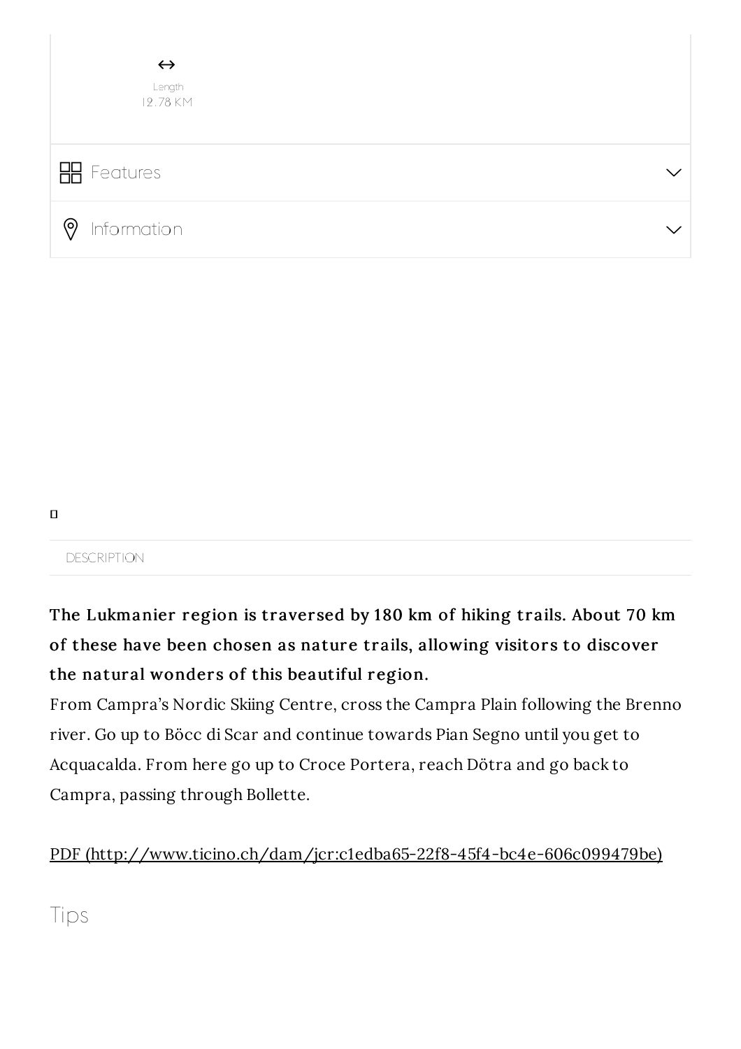↔

Length
12.78 KM

Features

Information

DESCRIPTION

**The Lukmanier region is traversed by 180 km of hiking trails. About 70 km of these have been chosen as nature trails, allowing visitors to discover the natural wonders of this beautiful region.**

From Campra's Nordic Skiing Centre, cross the Campra Plain following the Brenno river. Go up to Böcc di Scar and continue towards Pian Segno until you get to Acquacalda. From here go up to Croce Portera, reach Dötra and go back to Campra, passing through Bollette.

[PDF (http://www.ticino.ch/dam/jcr:c1edba65-22f8-45f4-bc4e-606c099479be)](http://www.ticino.ch/dam/jcr:c1edba65-22f8-45f4-bc4e-606c099479be)

## Tips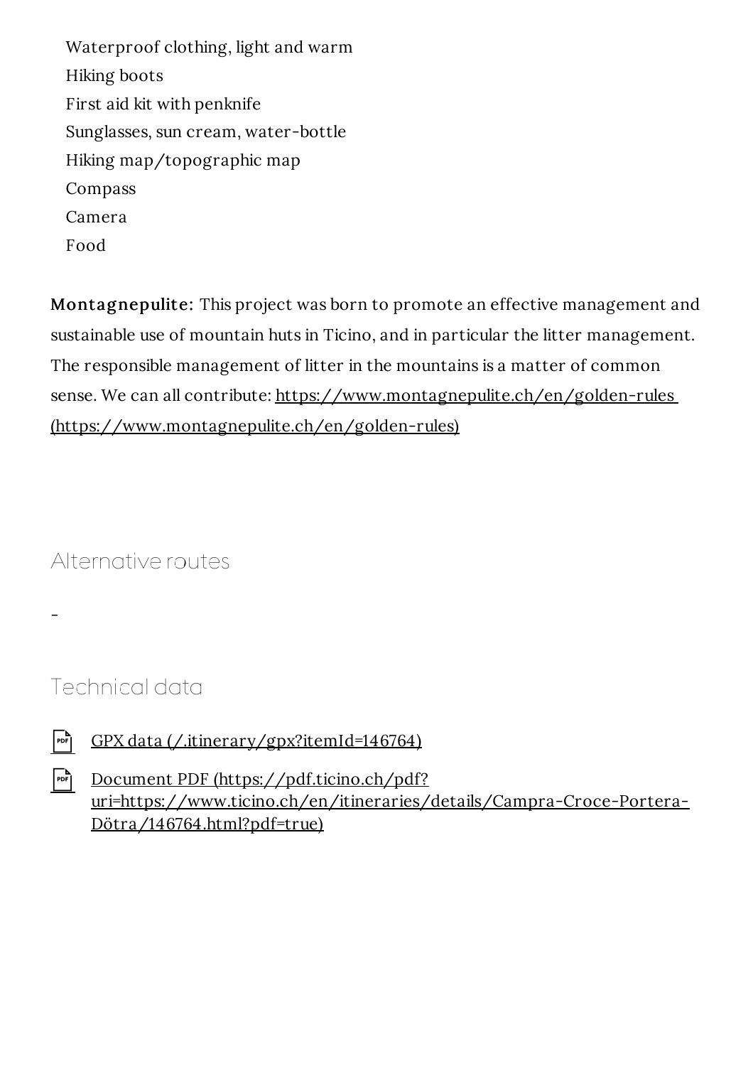- Waterproof clothing, light and warm
- Hiking boots
- First aid kit with penknife
- Sunglasses, sun cream, water-bottle
- Hiking map/topographic map
- Compass
- Camera
- Food

**Montagnepulite:** This project was born to promote an effective management and sustainable use of mountain huts in Ticino, and in particular the litter management. The responsible management of litter in the mountains is a matter of common sense. We can all contribute: https://www.montagnepulite.ch/en/golden-rules (https://www.montagnepulite.ch/en/golden-rules)

## Alternative routes

-

## Technical data

- GPX data (/.itinerary/gpx?itemId=146764)
- Document PDF (https://pdf.ticino.ch/pdf?uri=https://www.ticino.ch/en/itineraries/details/Campra-Croce-Portera-Dötra/146764.html?pdf=true)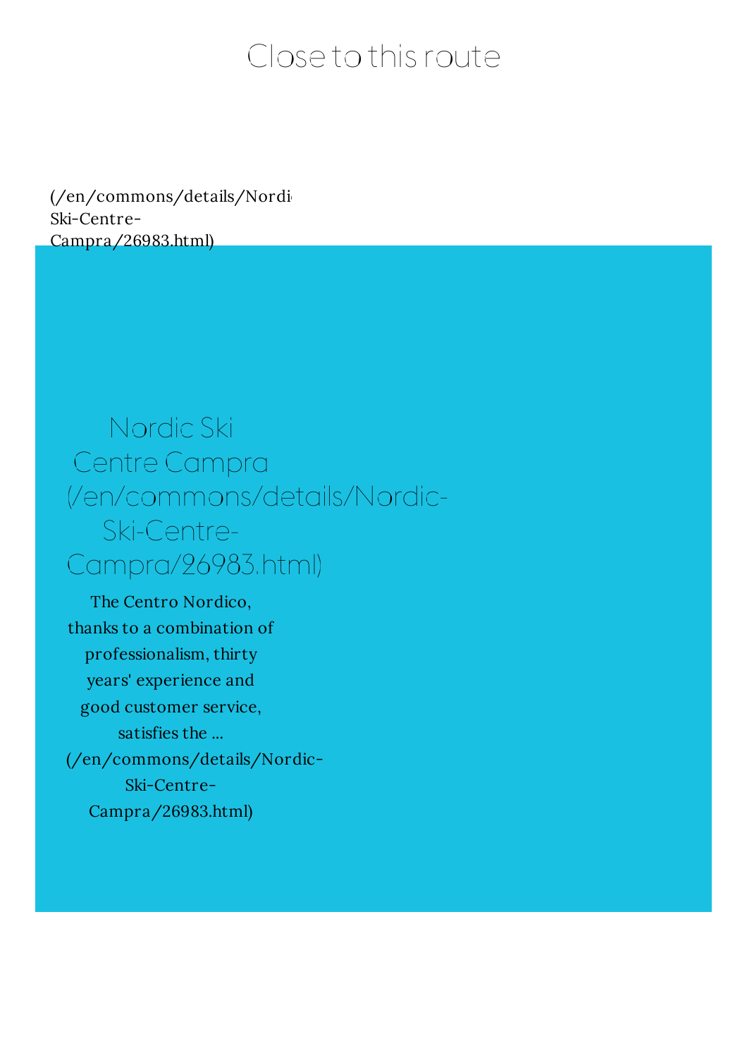# Close to this route

(/en/commons/details/Nordic-Ski-Centre-Campra/26983.html)

## Nordic Ski Centre Campra (/en/commons/details/Nordic-Ski-Centre-Campra/26983.html)

The Centro Nordico, thanks to a combination of professionalism, thirty years' experience and good customer service, satisfies the ... (/en/commons/details/Nordic-Ski-Centre-Campra/26983.html)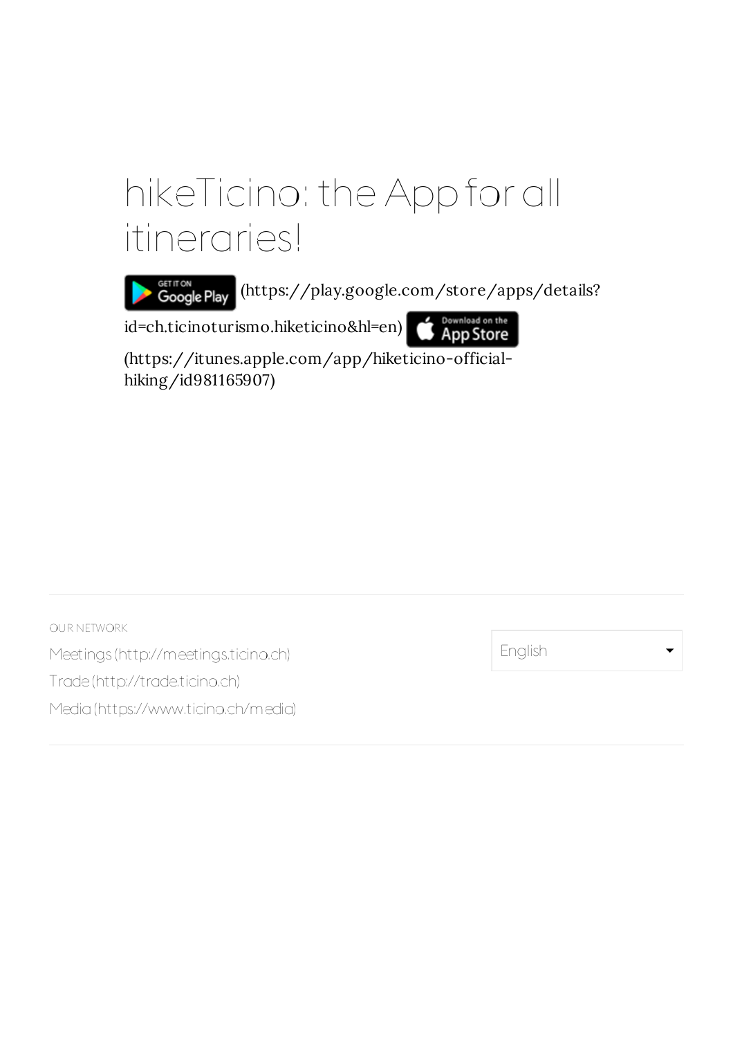# hikeTicino: the App for all itineraries!

GET IT ON Google Play (https://play.google.com/store/apps/details?id=ch.ticinoturismo.hiketicino&hl=en) Download on the App Store (https://itunes.apple.com/app/hiketicino-official-hiking/id981165907)

OUR NETWORK

Meetings (http://meetings.ticino.ch)

Trade (http://trade.ticino.ch)

Media (https://www.ticino.ch/media)

English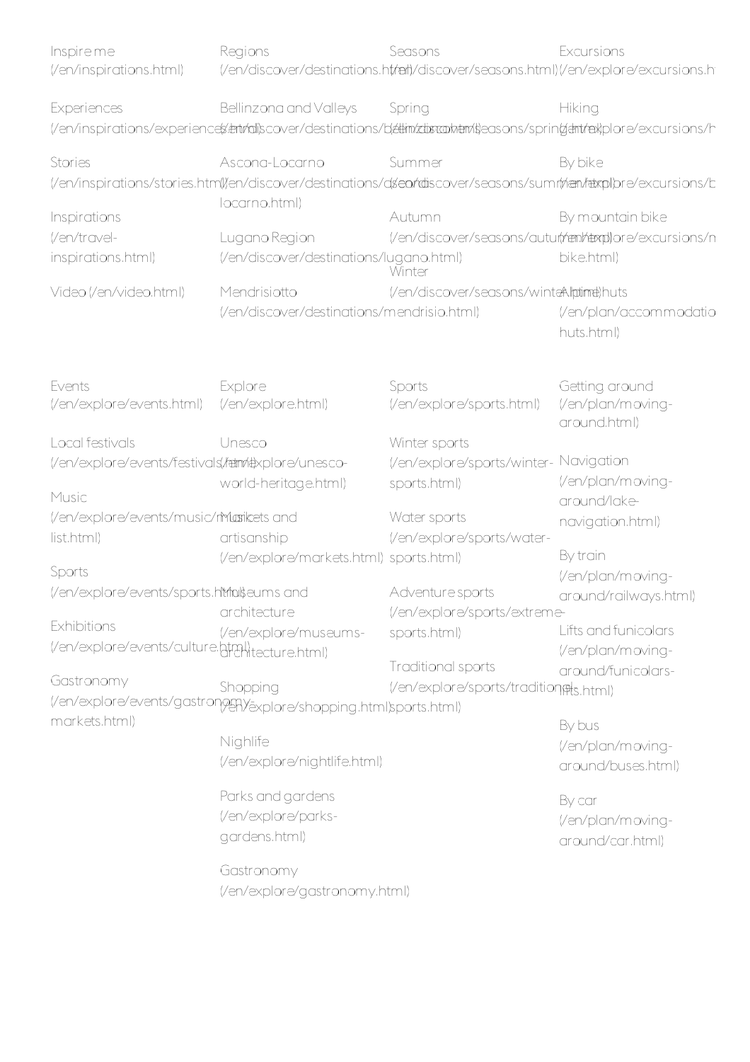Inspire me (/en/inspirations.html)

Experiences (/en/inspirations/experiences.html)

Stories (/en/inspirations/stories.html)

Inspirations (/en/travel-inspirations.html)

Video (/en/video.html)

Regions (/en/discover/destinations.html)

Bellinzona and Valleys (/en/discover/destinations/bellinzona.html)

Ascona-Locarno (/en/discover/destinations/ascona-locarno.html)

Lugano Region (/en/discover/destinations/lugano.html)

Mendrisiotto (/en/discover/destinations/mendrisio.html)

Seasons (/en/discover/seasons.html)

Spring (/en/discover/seasons/spring.html)

Summer (/en/discover/seasons/summer.html)

Autumn (/en/discover/seasons/autumn.html)

Winter (/en/discover/seasons/winter.html)

Excursions (/en/explore/excursions.h

Hiking (/en/explore/excursions/h

By bike (/en/explore/excursions/b

By mountain bike (/en/explore/excursions/m bike.html)

Alpine huts (/en/plan/accommodatio huts.html)

Events (/en/explore/events.html)

Local festivals (/en/explore/events/festivals.html)

Music (/en/explore/events/music/music-list.html)

Sports (/en/explore/events/sports.html)

Exhibitions (/en/explore/events/culture.html)

Gastronomy (/en/explore/events/gastronomy-markets.html)

Explore (/en/explore.html)

Unesco (/en/explore/unesco-world-heritage.html)

Markets and artisanship (/en/explore/markets.html)

Museums and architecture (/en/explore/museums-architecture.html)

Shopping (/en/explore/shopping.html)

Nighlife (/en/explore/nightlife.html)

Parks and gardens (/en/explore/parks-gardens.html)

Gastronomy (/en/explore/gastronomy.html)

Sports (/en/explore/sports.html)

Winter sports (/en/explore/sports/winter-sports.html)

Water sports (/en/explore/sports/water-sports.html)

Adventure sports (/en/explore/sports/extreme-sports.html)

Traditional sports (/en/explore/sports/traditional-sports.html)

Getting around (/en/plan/moving-around.html)

Navigation (/en/plan/moving-around/lake-navigation.html)

By train (/en/plan/moving-around/railways.html)

Lifts and funicolars (/en/plan/moving-around/funicolars-lifts.html)

By bus (/en/plan/moving-around/buses.html)

By car (/en/plan/moving-around/car.html)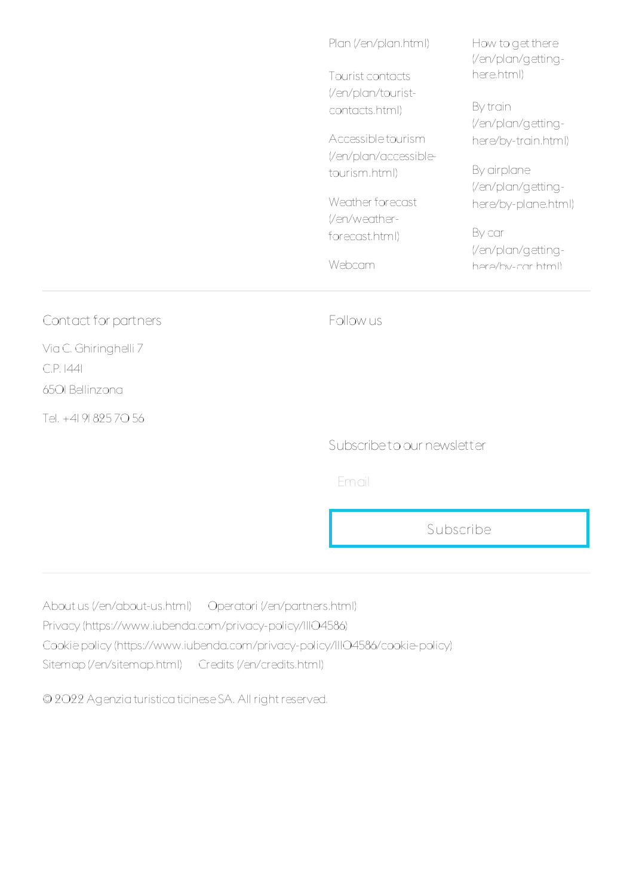Plan (/en/plan.html)

Tourist contacts (/en/plan/tourist-contacts.html)

Accessible tourism (/en/plan/accessible-tourism.html)

Weather forecast (/en/weather-forecast.html)

Webcam

How to get there (/en/plan/getting-here.html)

By train (/en/plan/getting-here/by-train.html)

By airplane (/en/plan/getting-here/by-plane.html)

By car (/en/plan/getting-here/by-car.html)

Contact for partners

Via C. Ghiringhelli 7
C.P. 1441
6501 Bellinzona

Tel. +41 91 825 70 56

Follow us

Subscribe to our newsletter

Email

Subscribe

About us (/en/about-us.html) Operatori (/en/partners.html)
Privacy (https://www.iubenda.com/privacy-policy/1110 4586)
Cookie policy (https://www.iubenda.com/privacy-policy/1110 4586/cookie-policy)
Sitemap (/en/sitemap.html) Credits (/en/credits.html)

© 2022 Agenzia turistica ticinese SA. All right reserved.